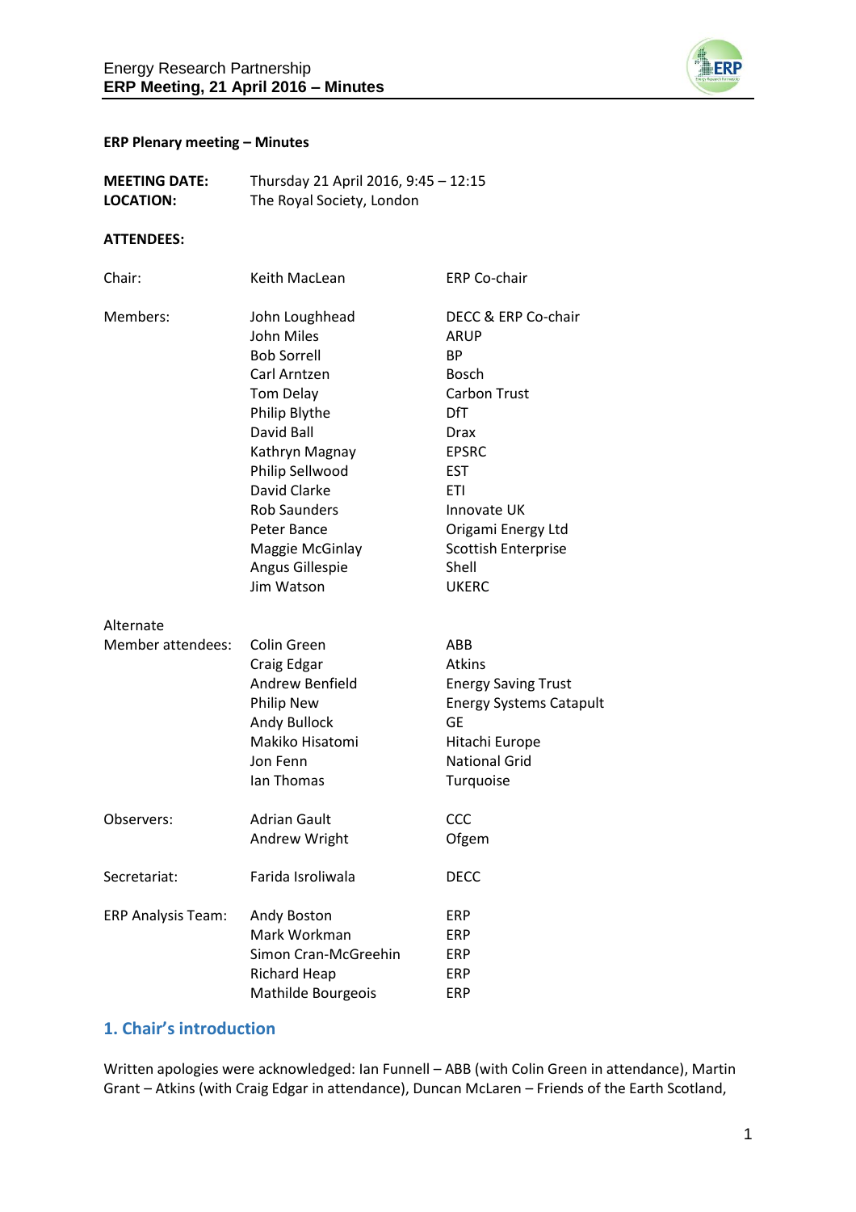**ERP Plenary meeting – Minutes**

| | |
|---|---|
| **MEETING DATE:** | Thursday 21 April 2016, 9:45 – 12:15 |
| **LOCATION:** | The Royal Society, London |

**ATTENDEES:**

| | | |
|---|---|---|
| Chair: | Keith MacLean | ERP Co-chair |
| Members: | John Loughhead | DECC & ERP Co-chair |
| | John Miles | ARUP |
| | Bob Sorrell | BP |
| | Carl Arntzen | Bosch |
| | Tom Delay | Carbon Trust |
| | Philip Blythe | DfT |
| | David Ball | Drax |
| | Kathryn Magnay | EPSRC |
| | Philip Sellwood | EST |
| | David Clarke | ETI |
| | Rob Saunders | Innovate UK |
| | Peter Bance | Origami Energy Ltd |
| | Maggie McGinlay | Scottish Enterprise |
| | Angus Gillespie | Shell |
| | Jim Watson | UKERC |
| Alternate Member attendees: | Colin Green | ABB |
| | Craig Edgar | Atkins |
| | Andrew Benfield | Energy Saving Trust |
| | Philip New | Energy Systems Catapult |
| | Andy Bullock | GE |
| | Makiko Hisatomi | Hitachi Europe |
| | Jon Fenn | National Grid |
| | Ian Thomas | Turquoise |
| Observers: | Adrian Gault | CCC |
| | Andrew Wright | Ofgem |
| Secretariat: | Farida Isroliwala | DECC |
| ERP Analysis Team: | Andy Boston | ERP |
| | Mark Workman | ERP |
| | Simon Cran-McGreehin | ERP |
| | Richard Heap | ERP |
| | Mathilde Bourgeois | ERP |

## 1. Chair's introduction

Written apologies were acknowledged: Ian Funnell – ABB (with Colin Green in attendance), Martin Grant – Atkins (with Craig Edgar in attendance), Duncan McLaren – Friends of the Earth Scotland,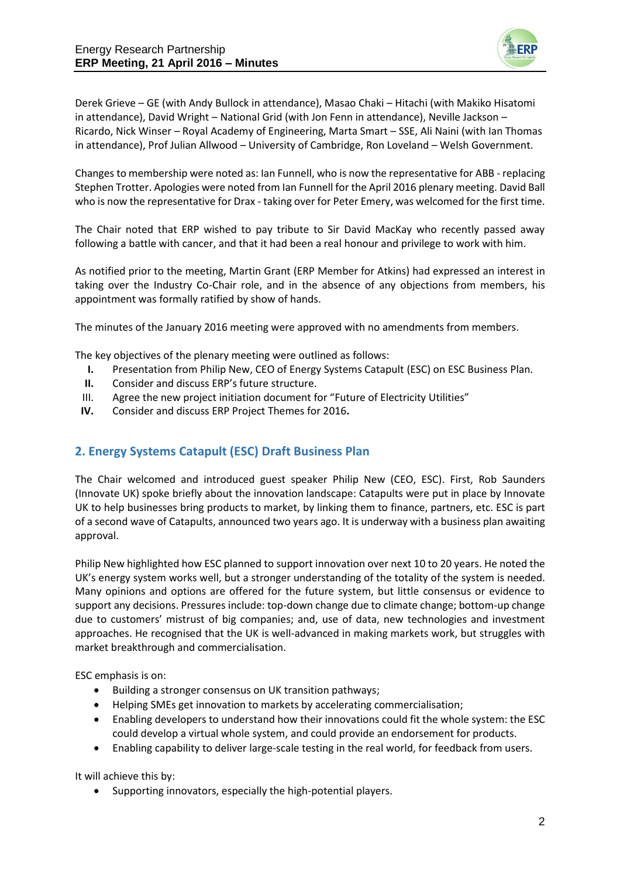Derek Grieve – GE (with Andy Bullock in attendance), Masao Chaki – Hitachi (with Makiko Hisatomi in attendance), David Wright – National Grid (with Jon Fenn in attendance), Neville Jackson – Ricardo, Nick Winser – Royal Academy of Engineering, Marta Smart – SSE, Ali Naini (with Ian Thomas in attendance), Prof Julian Allwood – University of Cambridge, Ron Loveland – Welsh Government.

Changes to membership were noted as: Ian Funnell, who is now the representative for ABB - replacing Stephen Trotter. Apologies were noted from Ian Funnell for the April 2016 plenary meeting. David Ball who is now the representative for Drax - taking over for Peter Emery, was welcomed for the first time.

The Chair noted that ERP wished to pay tribute to Sir David MacKay who recently passed away following a battle with cancer, and that it had been a real honour and privilege to work with him.

As notified prior to the meeting, Martin Grant (ERP Member for Atkins) had expressed an interest in taking over the Industry Co-Chair role, and in the absence of any objections from members, his appointment was formally ratified by show of hands.

The minutes of the January 2016 meeting were approved with no amendments from members.

The key objectives of the plenary meeting were outlined as follows:

- **I.** Presentation from Philip New, CEO of Energy Systems Catapult (ESC) on ESC Business Plan.
- **II.** Consider and discuss ERP's future structure.
- III. Agree the new project initiation document for "Future of Electricity Utilities"
- **IV.** Consider and discuss ERP Project Themes for 2016**.**

## 2. Energy Systems Catapult (ESC) Draft Business Plan

The Chair welcomed and introduced guest speaker Philip New (CEO, ESC). First, Rob Saunders (Innovate UK) spoke briefly about the innovation landscape: Catapults were put in place by Innovate UK to help businesses bring products to market, by linking them to finance, partners, etc. ESC is part of a second wave of Catapults, announced two years ago. It is underway with a business plan awaiting approval.

Philip New highlighted how ESC planned to support innovation over next 10 to 20 years. He noted the UK's energy system works well, but a stronger understanding of the totality of the system is needed. Many opinions and options are offered for the future system, but little consensus or evidence to support any decisions. Pressures include: top-down change due to climate change; bottom-up change due to customers' mistrust of big companies; and, use of data, new technologies and investment approaches. He recognised that the UK is well-advanced in making markets work, but struggles with market breakthrough and commercialisation.

ESC emphasis is on:

- Building a stronger consensus on UK transition pathways;
- Helping SMEs get innovation to markets by accelerating commercialisation;
- Enabling developers to understand how their innovations could fit the whole system: the ESC could develop a virtual whole system, and could provide an endorsement for products.
- Enabling capability to deliver large-scale testing in the real world, for feedback from users.

It will achieve this by:

- Supporting innovators, especially the high-potential players.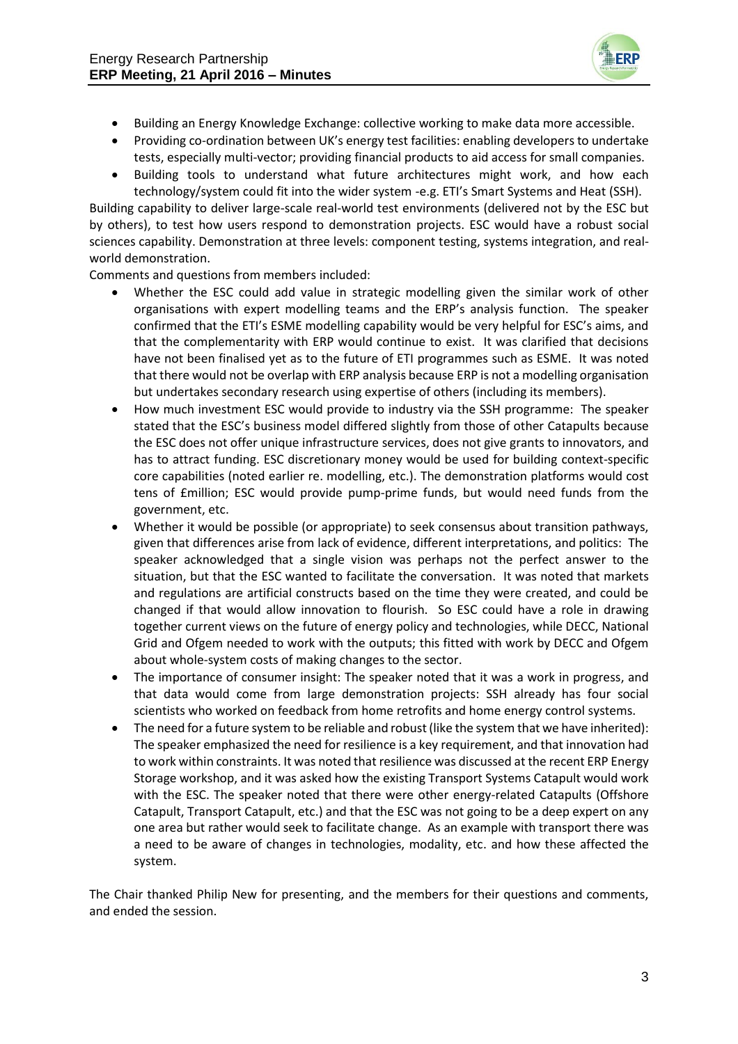- Building an Energy Knowledge Exchange: collective working to make data more accessible.
- Providing co-ordination between UK's energy test facilities: enabling developers to undertake tests, especially multi-vector; providing financial products to aid access for small companies.
- Building tools to understand what future architectures might work, and how each technology/system could fit into the wider system -e.g. ETI's Smart Systems and Heat (SSH).

Building capability to deliver large-scale real-world test environments (delivered not by the ESC but by others), to test how users respond to demonstration projects. ESC would have a robust social sciences capability. Demonstration at three levels: component testing, systems integration, and real-world demonstration.

Comments and questions from members included:

- Whether the ESC could add value in strategic modelling given the similar work of other organisations with expert modelling teams and the ERP's analysis function. The speaker confirmed that the ETI's ESME modelling capability would be very helpful for ESC's aims, and that the complementarity with ERP would continue to exist. It was clarified that decisions have not been finalised yet as to the future of ETI programmes such as ESME. It was noted that there would not be overlap with ERP analysis because ERP is not a modelling organisation but undertakes secondary research using expertise of others (including its members).
- How much investment ESC would provide to industry via the SSH programme: The speaker stated that the ESC's business model differed slightly from those of other Catapults because the ESC does not offer unique infrastructure services, does not give grants to innovators, and has to attract funding. ESC discretionary money would be used for building context-specific core capabilities (noted earlier re. modelling, etc.). The demonstration platforms would cost tens of £million; ESC would provide pump-prime funds, but would need funds from the government, etc.
- Whether it would be possible (or appropriate) to seek consensus about transition pathways, given that differences arise from lack of evidence, different interpretations, and politics: The speaker acknowledged that a single vision was perhaps not the perfect answer to the situation, but that the ESC wanted to facilitate the conversation. It was noted that markets and regulations are artificial constructs based on the time they were created, and could be changed if that would allow innovation to flourish. So ESC could have a role in drawing together current views on the future of energy policy and technologies, while DECC, National Grid and Ofgem needed to work with the outputs; this fitted with work by DECC and Ofgem about whole-system costs of making changes to the sector.
- The importance of consumer insight: The speaker noted that it was a work in progress, and that data would come from large demonstration projects: SSH already has four social scientists who worked on feedback from home retrofits and home energy control systems.
- The need for a future system to be reliable and robust (like the system that we have inherited): The speaker emphasized the need for resilience is a key requirement, and that innovation had to work within constraints. It was noted that resilience was discussed at the recent ERP Energy Storage workshop, and it was asked how the existing Transport Systems Catapult would work with the ESC. The speaker noted that there were other energy-related Catapults (Offshore Catapult, Transport Catapult, etc.) and that the ESC was not going to be a deep expert on any one area but rather would seek to facilitate change. As an example with transport there was a need to be aware of changes in technologies, modality, etc. and how these affected the system.

The Chair thanked Philip New for presenting, and the members for their questions and comments, and ended the session.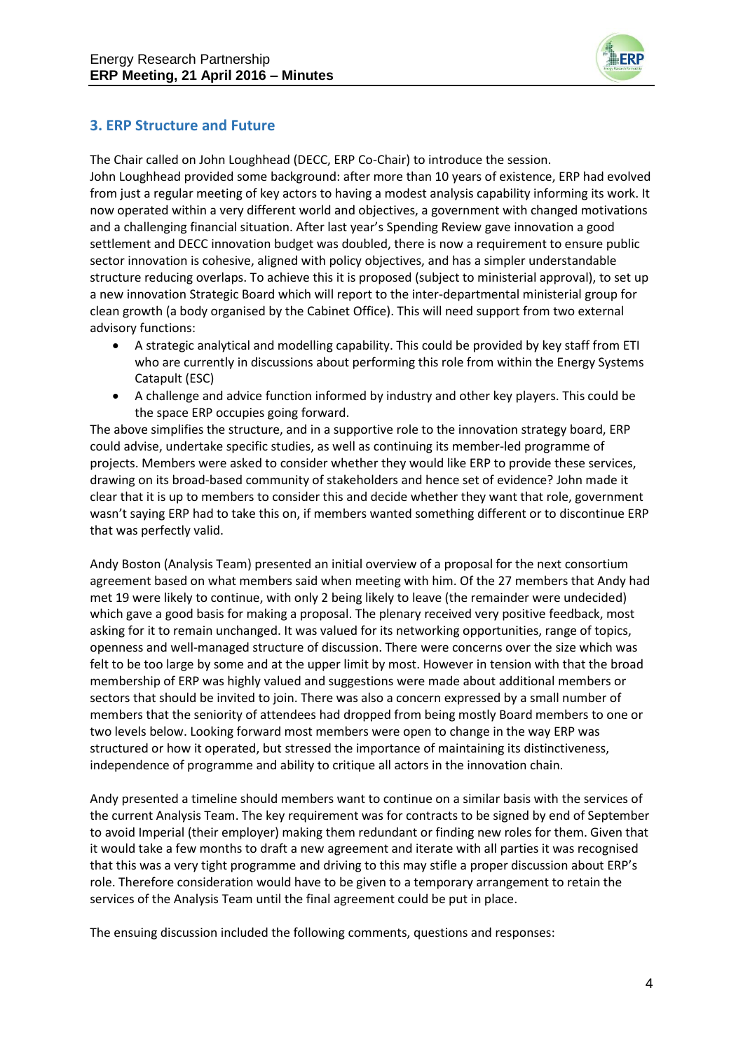## 3. ERP Structure and Future

The Chair called on John Loughhead (DECC, ERP Co-Chair) to introduce the session. John Loughhead provided some background: after more than 10 years of existence, ERP had evolved from just a regular meeting of key actors to having a modest analysis capability informing its work. It now operated within a very different world and objectives, a government with changed motivations and a challenging financial situation. After last year's Spending Review gave innovation a good settlement and DECC innovation budget was doubled, there is now a requirement to ensure public sector innovation is cohesive, aligned with policy objectives, and has a simpler understandable structure reducing overlaps. To achieve this it is proposed (subject to ministerial approval), to set up a new innovation Strategic Board which will report to the inter-departmental ministerial group for clean growth (a body organised by the Cabinet Office). This will need support from two external advisory functions:

- A strategic analytical and modelling capability. This could be provided by key staff from ETI who are currently in discussions about performing this role from within the Energy Systems Catapult (ESC)
- A challenge and advice function informed by industry and other key players. This could be the space ERP occupies going forward.

The above simplifies the structure, and in a supportive role to the innovation strategy board, ERP could advise, undertake specific studies, as well as continuing its member-led programme of projects. Members were asked to consider whether they would like ERP to provide these services, drawing on its broad-based community of stakeholders and hence set of evidence? John made it clear that it is up to members to consider this and decide whether they want that role, government wasn't saying ERP had to take this on, if members wanted something different or to discontinue ERP that was perfectly valid.

Andy Boston (Analysis Team) presented an initial overview of a proposal for the next consortium agreement based on what members said when meeting with him. Of the 27 members that Andy had met 19 were likely to continue, with only 2 being likely to leave (the remainder were undecided) which gave a good basis for making a proposal. The plenary received very positive feedback, most asking for it to remain unchanged. It was valued for its networking opportunities, range of topics, openness and well-managed structure of discussion. There were concerns over the size which was felt to be too large by some and at the upper limit by most. However in tension with that the broad membership of ERP was highly valued and suggestions were made about additional members or sectors that should be invited to join. There was also a concern expressed by a small number of members that the seniority of attendees had dropped from being mostly Board members to one or two levels below. Looking forward most members were open to change in the way ERP was structured or how it operated, but stressed the importance of maintaining its distinctiveness, independence of programme and ability to critique all actors in the innovation chain.

Andy presented a timeline should members want to continue on a similar basis with the services of the current Analysis Team. The key requirement was for contracts to be signed by end of September to avoid Imperial (their employer) making them redundant or finding new roles for them. Given that it would take a few months to draft a new agreement and iterate with all parties it was recognised that this was a very tight programme and driving to this may stifle a proper discussion about ERP's role. Therefore consideration would have to be given to a temporary arrangement to retain the services of the Analysis Team until the final agreement could be put in place.

The ensuing discussion included the following comments, questions and responses: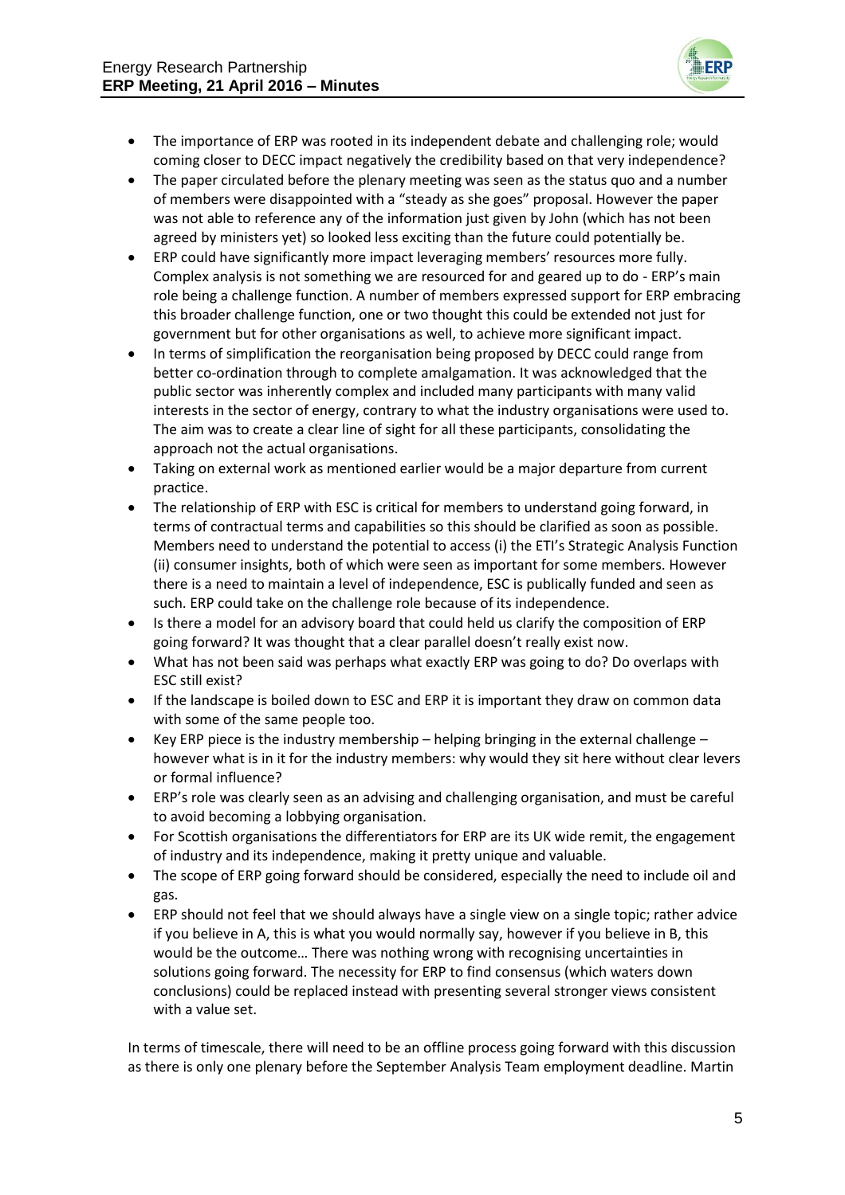- The importance of ERP was rooted in its independent debate and challenging role; would coming closer to DECC impact negatively the credibility based on that very independence?
- The paper circulated before the plenary meeting was seen as the status quo and a number of members were disappointed with a "steady as she goes" proposal. However the paper was not able to reference any of the information just given by John (which has not been agreed by ministers yet) so looked less exciting than the future could potentially be.
- ERP could have significantly more impact leveraging members' resources more fully. Complex analysis is not something we are resourced for and geared up to do - ERP's main role being a challenge function. A number of members expressed support for ERP embracing this broader challenge function, one or two thought this could be extended not just for government but for other organisations as well, to achieve more significant impact.
- In terms of simplification the reorganisation being proposed by DECC could range from better co-ordination through to complete amalgamation. It was acknowledged that the public sector was inherently complex and included many participants with many valid interests in the sector of energy, contrary to what the industry organisations were used to. The aim was to create a clear line of sight for all these participants, consolidating the approach not the actual organisations.
- Taking on external work as mentioned earlier would be a major departure from current practice.
- The relationship of ERP with ESC is critical for members to understand going forward, in terms of contractual terms and capabilities so this should be clarified as soon as possible. Members need to understand the potential to access (i) the ETI's Strategic Analysis Function (ii) consumer insights, both of which were seen as important for some members. However there is a need to maintain a level of independence, ESC is publically funded and seen as such. ERP could take on the challenge role because of its independence.
- Is there a model for an advisory board that could held us clarify the composition of ERP going forward? It was thought that a clear parallel doesn't really exist now.
- What has not been said was perhaps what exactly ERP was going to do? Do overlaps with ESC still exist?
- If the landscape is boiled down to ESC and ERP it is important they draw on common data with some of the same people too.
- Key ERP piece is the industry membership – helping bringing in the external challenge – however what is in it for the industry members: why would they sit here without clear levers or formal influence?
- ERP's role was clearly seen as an advising and challenging organisation, and must be careful to avoid becoming a lobbying organisation.
- For Scottish organisations the differentiators for ERP are its UK wide remit, the engagement of industry and its independence, making it pretty unique and valuable.
- The scope of ERP going forward should be considered, especially the need to include oil and gas.
- ERP should not feel that we should always have a single view on a single topic; rather advice if you believe in A, this is what you would normally say, however if you believe in B, this would be the outcome… There was nothing wrong with recognising uncertainties in solutions going forward. The necessity for ERP to find consensus (which waters down conclusions) could be replaced instead with presenting several stronger views consistent with a value set.

In terms of timescale, there will need to be an offline process going forward with this discussion as there is only one plenary before the September Analysis Team employment deadline. Martin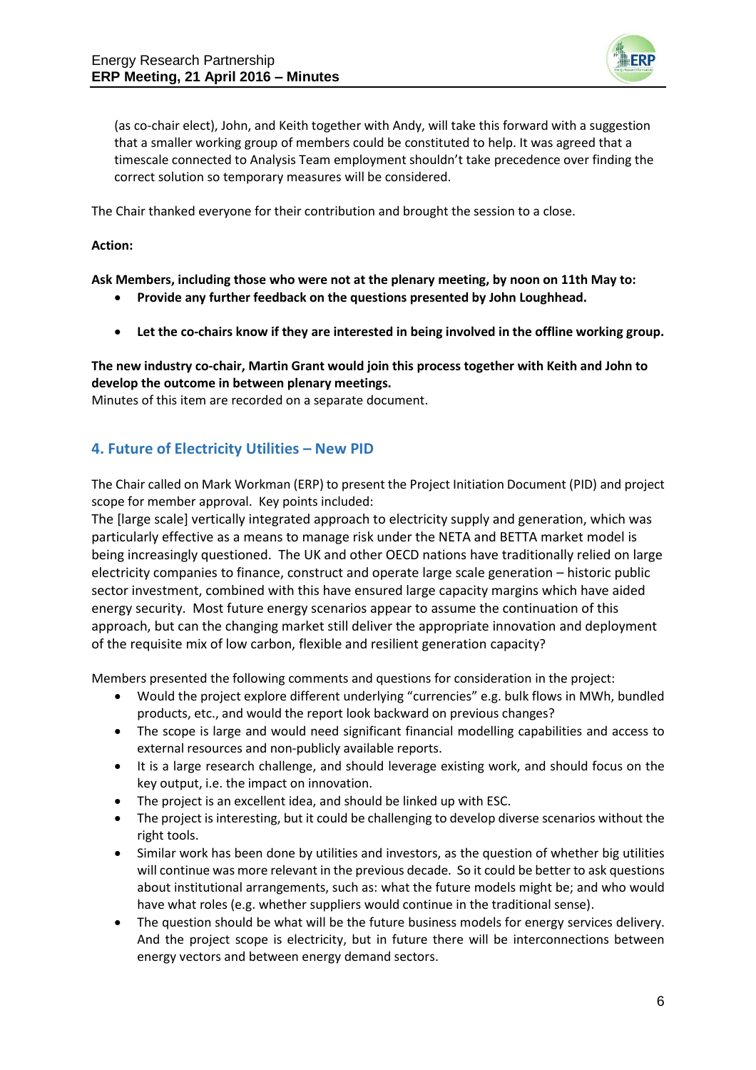(as co-chair elect), John, and Keith together with Andy, will take this forward with a suggestion that a smaller working group of members could be constituted to help. It was agreed that a timescale connected to Analysis Team employment shouldn't take precedence over finding the correct solution so temporary measures will be considered.

The Chair thanked everyone for their contribution and brought the session to a close.

**Action:**

**Ask Members, including those who were not at the plenary meeting, by noon on 11th May to:**

- **Provide any further feedback on the questions presented by John Loughhead.**
- **Let the co-chairs know if they are interested in being involved in the offline working group.**

**The new industry co-chair, Martin Grant would join this process together with Keith and John to develop the outcome in between plenary meetings.**

Minutes of this item are recorded on a separate document.

## 4. Future of Electricity Utilities – New PID

The Chair called on Mark Workman (ERP) to present the Project Initiation Document (PID) and project scope for member approval. Key points included:

The [large scale] vertically integrated approach to electricity supply and generation, which was particularly effective as a means to manage risk under the NETA and BETTA market model is being increasingly questioned. The UK and other OECD nations have traditionally relied on large electricity companies to finance, construct and operate large scale generation – historic public sector investment, combined with this have ensured large capacity margins which have aided energy security. Most future energy scenarios appear to assume the continuation of this approach, but can the changing market still deliver the appropriate innovation and deployment of the requisite mix of low carbon, flexible and resilient generation capacity?

Members presented the following comments and questions for consideration in the project:

- Would the project explore different underlying "currencies" e.g. bulk flows in MWh, bundled products, etc., and would the report look backward on previous changes?
- The scope is large and would need significant financial modelling capabilities and access to external resources and non-publicly available reports.
- It is a large research challenge, and should leverage existing work, and should focus on the key output, i.e. the impact on innovation.
- The project is an excellent idea, and should be linked up with ESC.
- The project is interesting, but it could be challenging to develop diverse scenarios without the right tools.
- Similar work has been done by utilities and investors, as the question of whether big utilities will continue was more relevant in the previous decade. So it could be better to ask questions about institutional arrangements, such as: what the future models might be; and who would have what roles (e.g. whether suppliers would continue in the traditional sense).
- The question should be what will be the future business models for energy services delivery. And the project scope is electricity, but in future there will be interconnections between energy vectors and between energy demand sectors.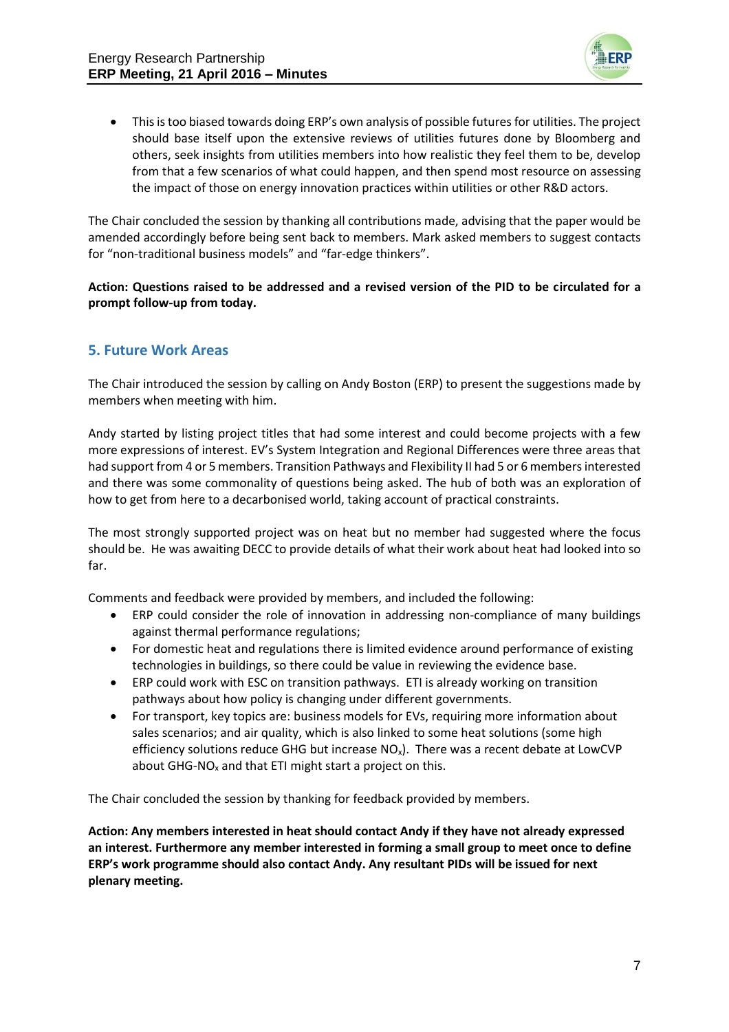- This is too biased towards doing ERP's own analysis of possible futures for utilities. The project should base itself upon the extensive reviews of utilities futures done by Bloomberg and others, seek insights from utilities members into how realistic they feel them to be, develop from that a few scenarios of what could happen, and then spend most resource on assessing the impact of those on energy innovation practices within utilities or other R&D actors.

The Chair concluded the session by thanking all contributions made, advising that the paper would be amended accordingly before being sent back to members. Mark asked members to suggest contacts for "non-traditional business models" and "far-edge thinkers".

**Action: Questions raised to be addressed and a revised version of the PID to be circulated for a prompt follow-up from today.**

## 5. Future Work Areas

The Chair introduced the session by calling on Andy Boston (ERP) to present the suggestions made by members when meeting with him.

Andy started by listing project titles that had some interest and could become projects with a few more expressions of interest. EV's System Integration and Regional Differences were three areas that had support from 4 or 5 members. Transition Pathways and Flexibility II had 5 or 6 members interested and there was some commonality of questions being asked. The hub of both was an exploration of how to get from here to a decarbonised world, taking account of practical constraints.

The most strongly supported project was on heat but no member had suggested where the focus should be. He was awaiting DECC to provide details of what their work about heat had looked into so far.

Comments and feedback were provided by members, and included the following:

- ERP could consider the role of innovation in addressing non-compliance of many buildings against thermal performance regulations;
- For domestic heat and regulations there is limited evidence around performance of existing technologies in buildings, so there could be value in reviewing the evidence base.
- ERP could work with ESC on transition pathways. ETI is already working on transition pathways about how policy is changing under different governments.
- For transport, key topics are: business models for EVs, requiring more information about sales scenarios; and air quality, which is also linked to some heat solutions (some high efficiency solutions reduce GHG but increase $NO_x$). There was a recent debate at LowCVP about GHG-$NO_x$ and that ETI might start a project on this.

The Chair concluded the session by thanking for feedback provided by members.

**Action: Any members interested in heat should contact Andy if they have not already expressed an interest. Furthermore any member interested in forming a small group to meet once to define ERP's work programme should also contact Andy. Any resultant PIDs will be issued for next plenary meeting.**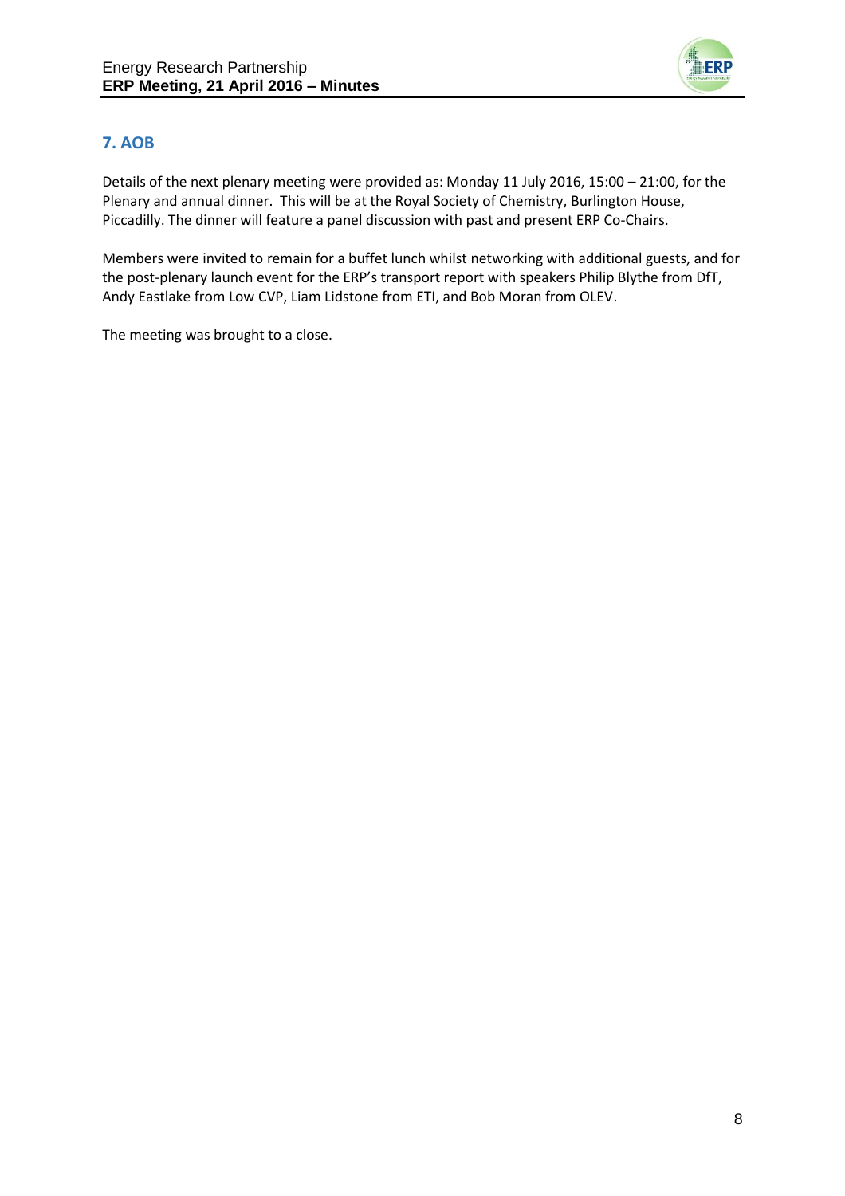## 7. AOB

Details of the next plenary meeting were provided as: Monday 11 July 2016, 15:00 – 21:00, for the Plenary and annual dinner. This will be at the Royal Society of Chemistry, Burlington House, Piccadilly. The dinner will feature a panel discussion with past and present ERP Co-Chairs.

Members were invited to remain for a buffet lunch whilst networking with additional guests, and for the post-plenary launch event for the ERP's transport report with speakers Philip Blythe from DfT, Andy Eastlake from Low CVP, Liam Lidstone from ETI, and Bob Moran from OLEV.

The meeting was brought to a close.